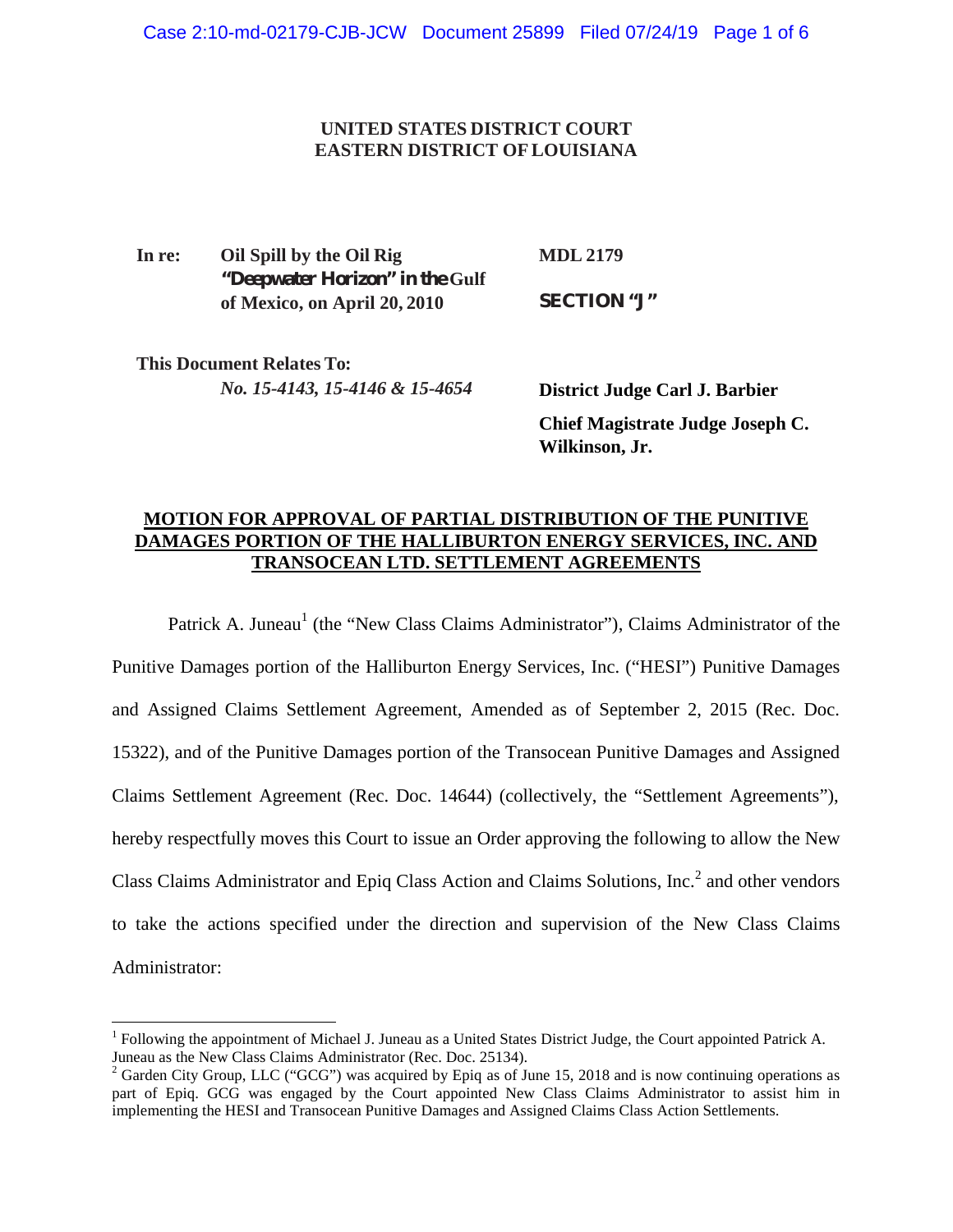**UNITED STATES DISTRICT COURT**
**EASTERN DISTRICT OF LOUISIANA**

| | | |
|---|---|---|
| **In re:** | **Oil Spill by the Oil Rig "Deepwater Horizon" in the Gulf of Mexico, on April 20, 2010** | **MDL 2179** |
| | | **SECTION "J"** |
| **This Document Relates To:** | | |
| | ***No. 15-4143, 15-4146 & 15-4654*** | **District Judge Carl J. Barbier** |
| | | **Chief Magistrate Judge Joseph C. Wilkinson, Jr.** |

**MOTION FOR APPROVAL OF PARTIAL DISTRIBUTION OF THE PUNITIVE DAMAGES PORTION OF THE HALLIBURTON ENERGY SERVICES, INC. AND TRANSOCEAN LTD. SETTLEMENT AGREEMENTS**

Patrick A. Juneau[1] (the "New Class Claims Administrator"), Claims Administrator of the Punitive Damages portion of the Halliburton Energy Services, Inc. ("HESI") Punitive Damages and Assigned Claims Settlement Agreement, Amended as of September 2, 2015 (Rec. Doc. 15322), and of the Punitive Damages portion of the Transocean Punitive Damages and Assigned Claims Settlement Agreement (Rec. Doc. 14644) (collectively, the "Settlement Agreements"), hereby respectfully moves this Court to issue an Order approving the following to allow the New Class Claims Administrator and Epiq Class Action and Claims Solutions, Inc.[2] and other vendors to take the actions specified under the direction and supervision of the New Class Claims Administrator:

---

[1] Following the appointment of Michael J. Juneau as a United States District Judge, the Court appointed Patrick A. Juneau as the New Class Claims Administrator (Rec. Doc. 25134).

[2] Garden City Group, LLC ("GCG") was acquired by Epiq as of June 15, 2018 and is now continuing operations as part of Epiq. GCG was engaged by the Court appointed New Class Claims Administrator to assist him in implementing the HESI and Transocean Punitive Damages and Assigned Claims Class Action Settlements.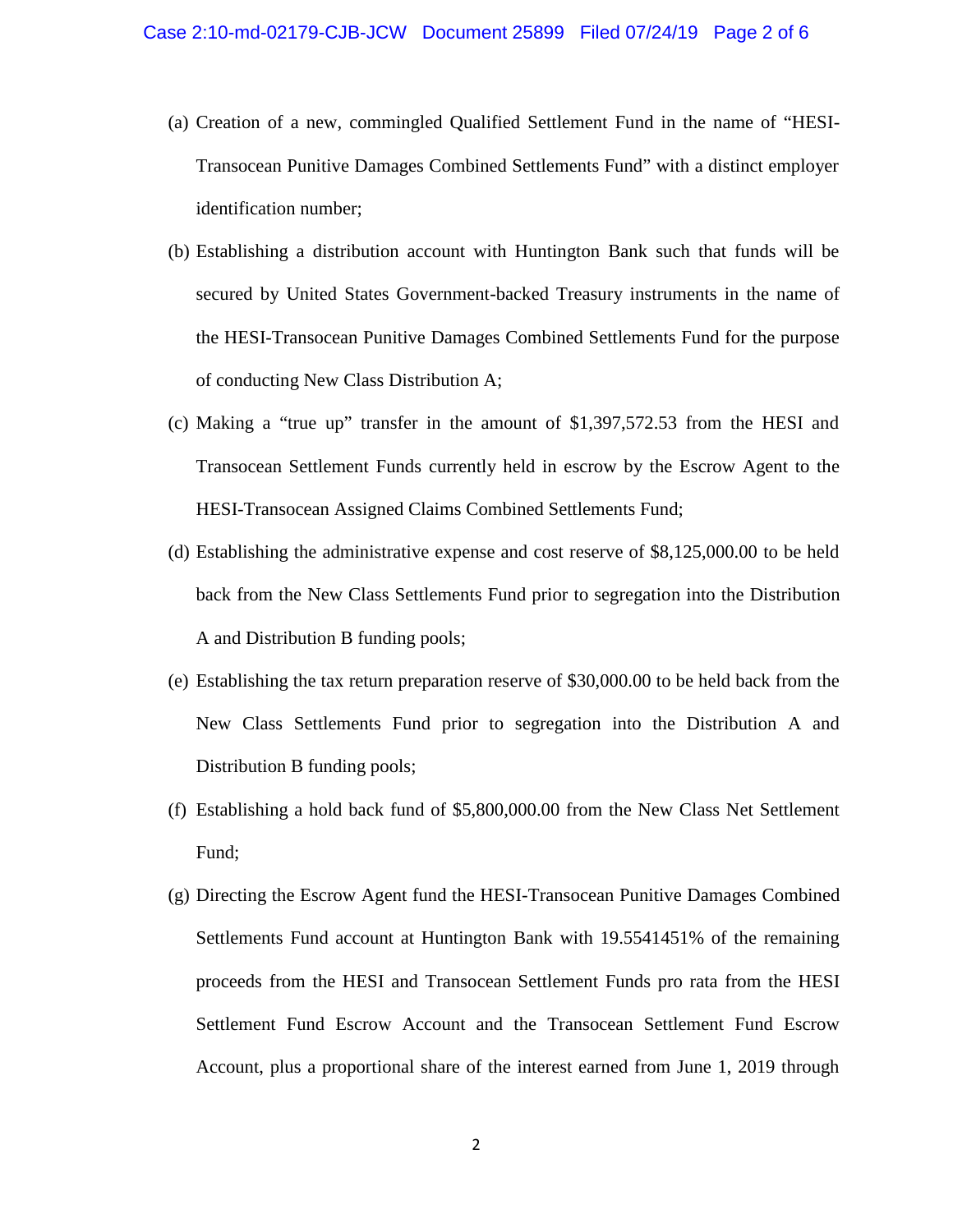(a) Creation of a new, commingled Qualified Settlement Fund in the name of "HESI-Transocean Punitive Damages Combined Settlements Fund" with a distinct employer identification number;

(b) Establishing a distribution account with Huntington Bank such that funds will be secured by United States Government-backed Treasury instruments in the name of the HESI-Transocean Punitive Damages Combined Settlements Fund for the purpose of conducting New Class Distribution A;

(c) Making a "true up" transfer in the amount of $1,397,572.53 from the HESI and Transocean Settlement Funds currently held in escrow by the Escrow Agent to the HESI-Transocean Assigned Claims Combined Settlements Fund;

(d) Establishing the administrative expense and cost reserve of $8,125,000.00 to be held back from the New Class Settlements Fund prior to segregation into the Distribution A and Distribution B funding pools;

(e) Establishing the tax return preparation reserve of $30,000.00 to be held back from the New Class Settlements Fund prior to segregation into the Distribution A and Distribution B funding pools;

(f) Establishing a hold back fund of $5,800,000.00 from the New Class Net Settlement Fund;

(g) Directing the Escrow Agent fund the HESI-Transocean Punitive Damages Combined Settlements Fund account at Huntington Bank with 19.5541451% of the remaining proceeds from the HESI and Transocean Settlement Funds pro rata from the HESI Settlement Fund Escrow Account and the Transocean Settlement Fund Escrow Account, plus a proportional share of the interest earned from June 1, 2019 through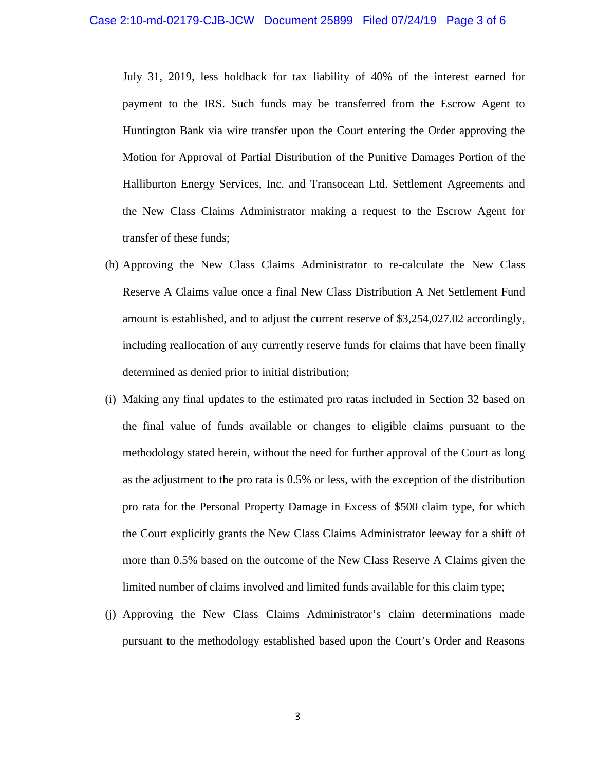July 31, 2019, less holdback for tax liability of 40% of the interest earned for payment to the IRS. Such funds may be transferred from the Escrow Agent to Huntington Bank via wire transfer upon the Court entering the Order approving the Motion for Approval of Partial Distribution of the Punitive Damages Portion of the Halliburton Energy Services, Inc. and Transocean Ltd. Settlement Agreements and the New Class Claims Administrator making a request to the Escrow Agent for transfer of these funds;

(h) Approving the New Class Claims Administrator to re-calculate the New Class Reserve A Claims value once a final New Class Distribution A Net Settlement Fund amount is established, and to adjust the current reserve of $3,254,027.02 accordingly, including reallocation of any currently reserve funds for claims that have been finally determined as denied prior to initial distribution;

(i) Making any final updates to the estimated pro ratas included in Section 32 based on the final value of funds available or changes to eligible claims pursuant to the methodology stated herein, without the need for further approval of the Court as long as the adjustment to the pro rata is 0.5% or less, with the exception of the distribution pro rata for the Personal Property Damage in Excess of $500 claim type, for which the Court explicitly grants the New Class Claims Administrator leeway for a shift of more than 0.5% based on the outcome of the New Class Reserve A Claims given the limited number of claims involved and limited funds available for this claim type;

(j) Approving the New Class Claims Administrator's claim determinations made pursuant to the methodology established based upon the Court's Order and Reasons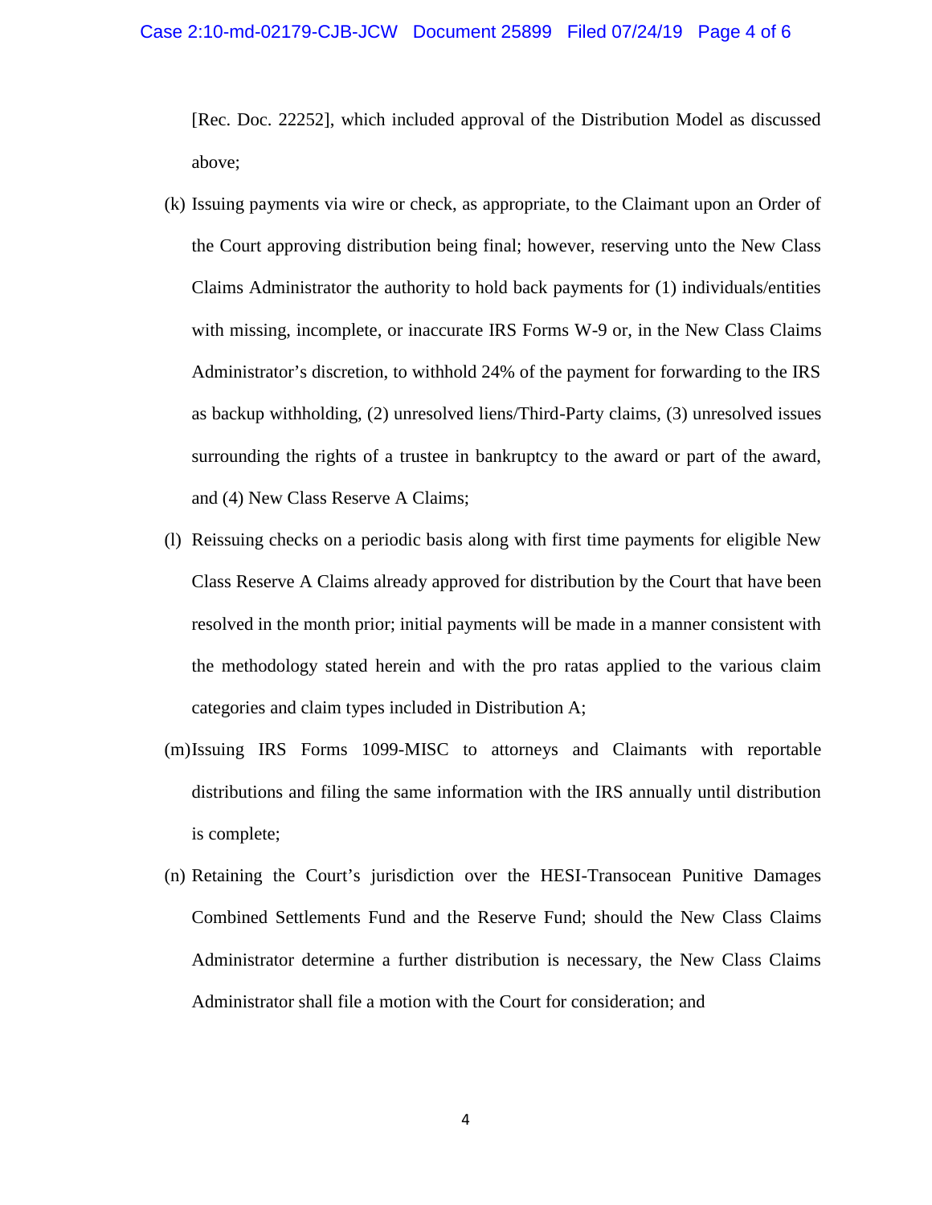[Rec. Doc. 22252], which included approval of the Distribution Model as discussed above;

(k) Issuing payments via wire or check, as appropriate, to the Claimant upon an Order of the Court approving distribution being final; however, reserving unto the New Class Claims Administrator the authority to hold back payments for (1) individuals/entities with missing, incomplete, or inaccurate IRS Forms W-9 or, in the New Class Claims Administrator's discretion, to withhold 24% of the payment for forwarding to the IRS as backup withholding, (2) unresolved liens/Third-Party claims, (3) unresolved issues surrounding the rights of a trustee in bankruptcy to the award or part of the award, and (4) New Class Reserve A Claims;

(l) Reissuing checks on a periodic basis along with first time payments for eligible New Class Reserve A Claims already approved for distribution by the Court that have been resolved in the month prior; initial payments will be made in a manner consistent with the methodology stated herein and with the pro ratas applied to the various claim categories and claim types included in Distribution A;

(m) Issuing IRS Forms 1099-MISC to attorneys and Claimants with reportable distributions and filing the same information with the IRS annually until distribution is complete;

(n) Retaining the Court's jurisdiction over the HESI-Transocean Punitive Damages Combined Settlements Fund and the Reserve Fund; should the New Class Claims Administrator determine a further distribution is necessary, the New Class Claims Administrator shall file a motion with the Court for consideration; and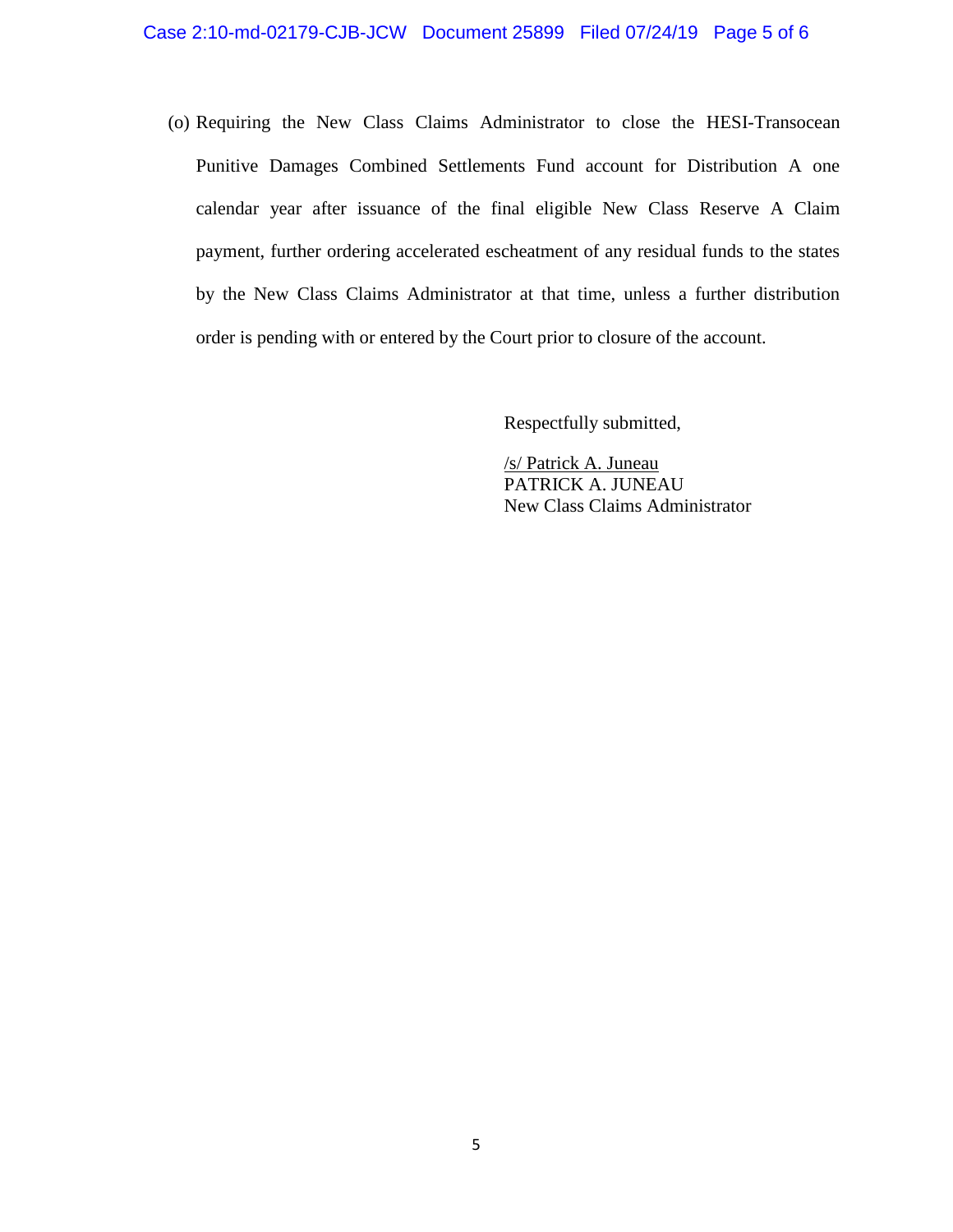(o) Requiring the New Class Claims Administrator to close the HESI-Transocean Punitive Damages Combined Settlements Fund account for Distribution A one calendar year after issuance of the final eligible New Class Reserve A Claim payment, further ordering accelerated escheatment of any residual funds to the states by the New Class Claims Administrator at that time, unless a further distribution order is pending with or entered by the Court prior to closure of the account.

Respectfully submitted,

/s/ Patrick A. Juneau
PATRICK A. JUNEAU
New Class Claims Administrator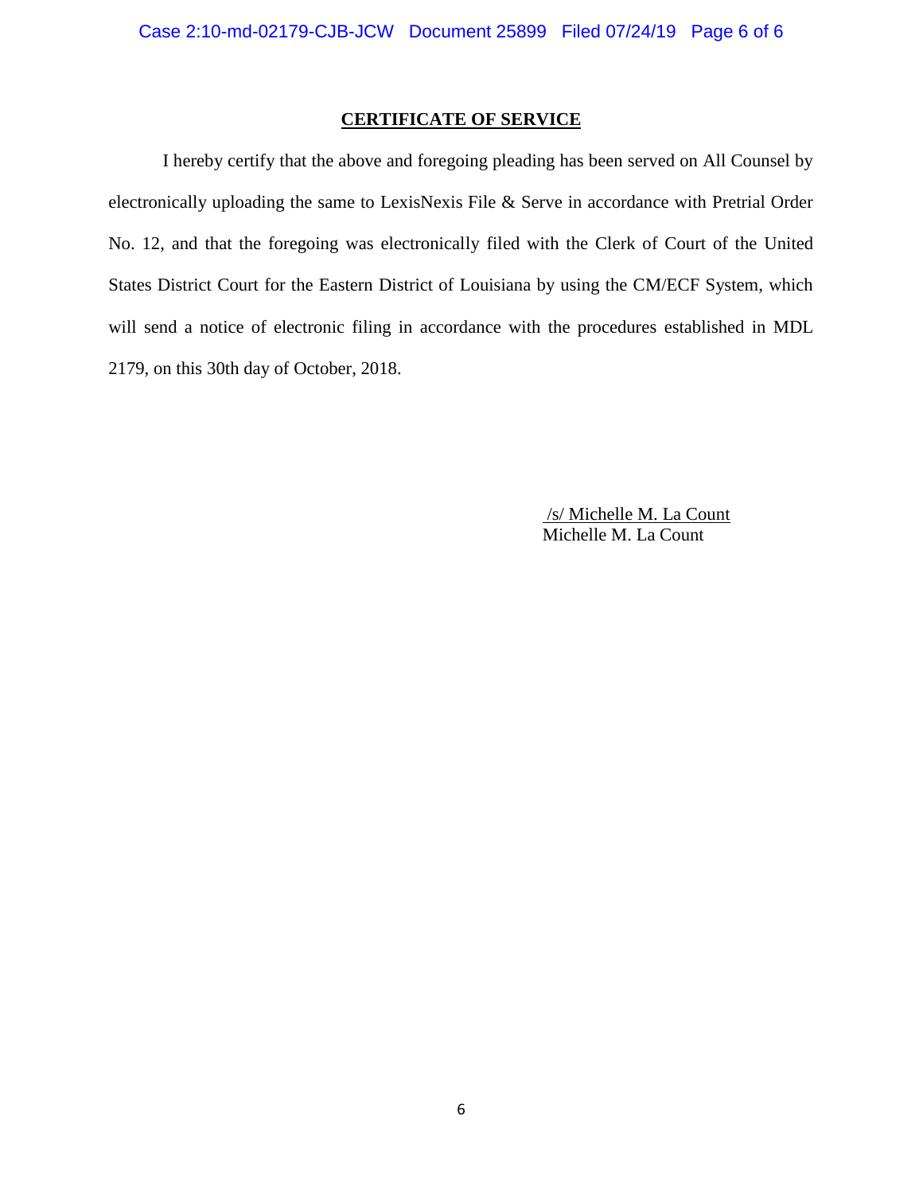**CERTIFICATE OF SERVICE**

I hereby certify that the above and foregoing pleading has been served on All Counsel by electronically uploading the same to LexisNexis File & Serve in accordance with Pretrial Order No. 12, and that the foregoing was electronically filed with the Clerk of Court of the United States District Court for the Eastern District of Louisiana by using the CM/ECF System, which will send a notice of electronic filing in accordance with the procedures established in MDL 2179, on this 30th day of October, 2018.

/s/ Michelle M. La Count
Michelle M. La Count